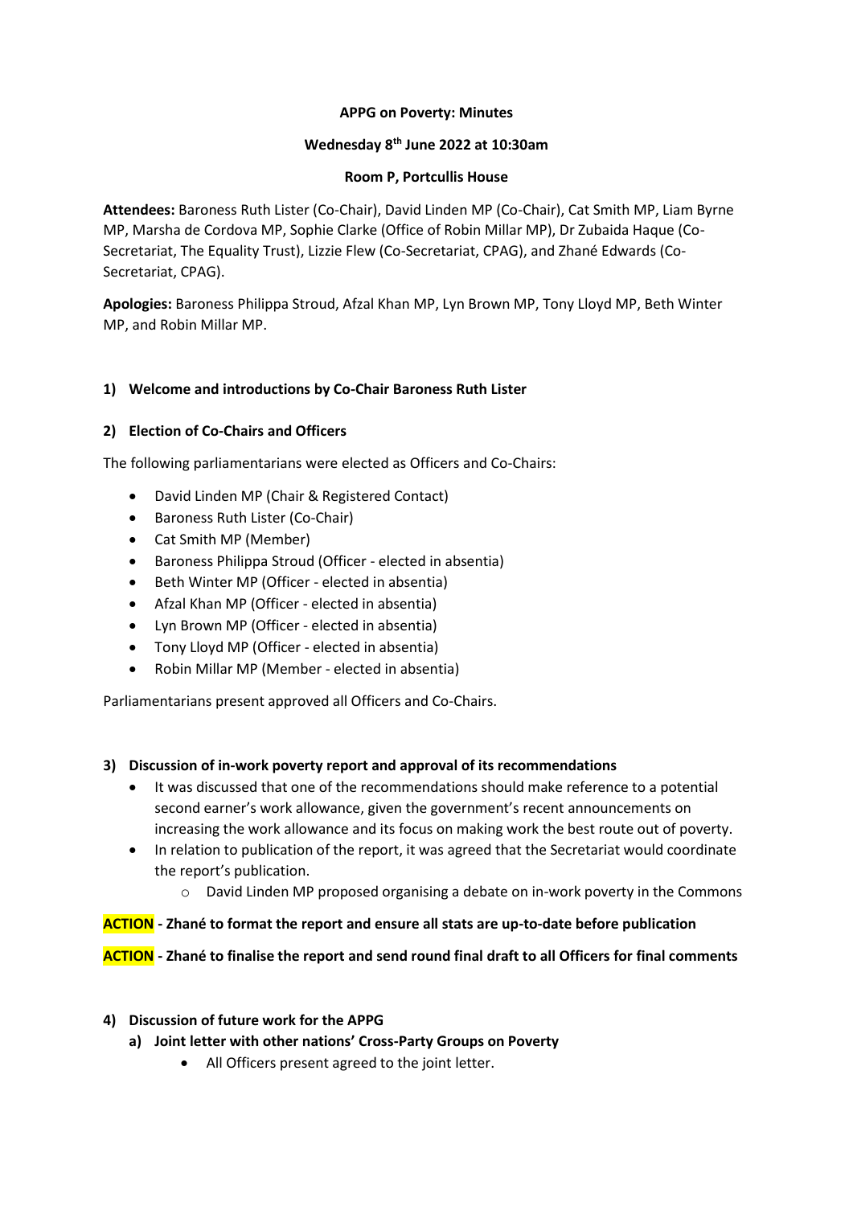**APPG on Poverty: Minutes**

**Wednesday 8th June 2022 at 10:30am**

**Room P, Portcullis House**

**Attendees:** Baroness Ruth Lister (Co-Chair), David Linden MP (Co-Chair), Cat Smith MP, Liam Byrne MP, Marsha de Cordova MP, Sophie Clarke (Office of Robin Millar MP), Dr Zubaida Haque (Co-Secretariat, The Equality Trust), Lizzie Flew (Co-Secretariat, CPAG), and Zhané Edwards (Co-Secretariat, CPAG).

**Apologies:** Baroness Philippa Stroud, Afzal Khan MP, Lyn Brown MP, Tony Lloyd MP, Beth Winter MP, and Robin Millar MP.

## 1) Welcome and introductions by Co-Chair Baroness Ruth Lister

## 2) Election of Co-Chairs and Officers

The following parliamentarians were elected as Officers and Co-Chairs:

- David Linden MP (Chair & Registered Contact)
- Baroness Ruth Lister (Co-Chair)
- Cat Smith MP (Member)
- Baroness Philippa Stroud (Officer - elected in absentia)
- Beth Winter MP (Officer - elected in absentia)
- Afzal Khan MP (Officer - elected in absentia)
- Lyn Brown MP (Officer - elected in absentia)
- Tony Lloyd MP (Officer - elected in absentia)
- Robin Millar MP (Member - elected in absentia)

Parliamentarians present approved all Officers and Co-Chairs.

## 3) Discussion of in-work poverty report and approval of its recommendations

- It was discussed that one of the recommendations should make reference to a potential second earner's work allowance, given the government's recent announcements on increasing the work allowance and its focus on making work the best route out of poverty.
- In relation to publication of the report, it was agreed that the Secretariat would coordinate the report's publication.
  - David Linden MP proposed organising a debate on in-work poverty in the Commons

**ACTION - Zhané to format the report and ensure all stats are up-to-date before publication**

**ACTION - Zhané to finalise the report and send round final draft to all Officers for final comments**

## 4) Discussion of future work for the APPG

### a) Joint letter with other nations' Cross-Party Groups on Poverty

- All Officers present agreed to the joint letter.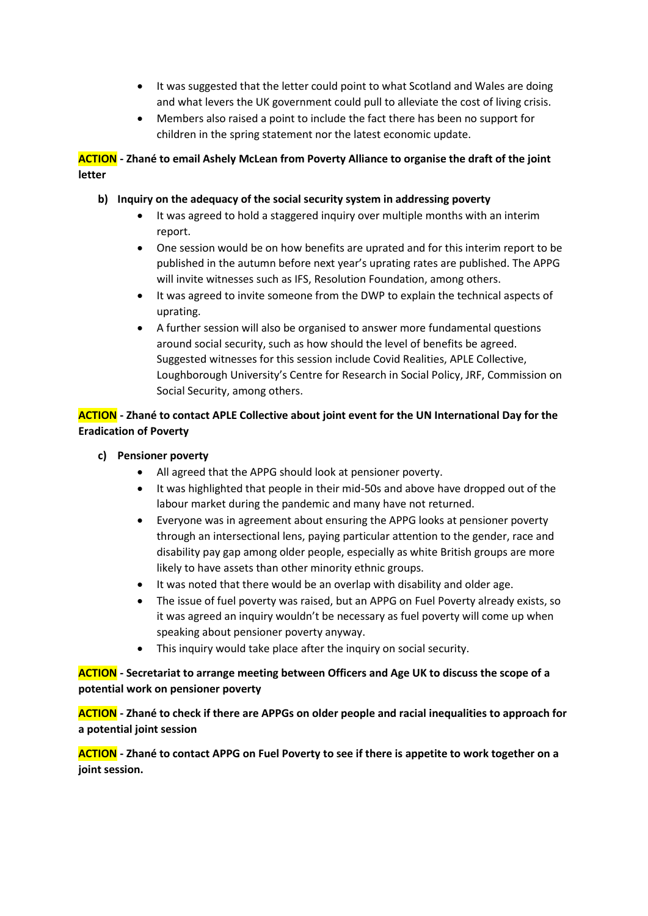- It was suggested that the letter could point to what Scotland and Wales are doing and what levers the UK government could pull to alleviate the cost of living crisis.
- Members also raised a point to include the fact there has been no support for children in the spring statement nor the latest economic update.

**ACTION - Zhané to email Ashely McLean from Poverty Alliance to organise the draft of the joint letter**

**b) Inquiry on the adequacy of the social security system in addressing poverty**

- It was agreed to hold a staggered inquiry over multiple months with an interim report.
- One session would be on how benefits are uprated and for this interim report to be published in the autumn before next year's uprating rates are published. The APPG will invite witnesses such as IFS, Resolution Foundation, among others.
- It was agreed to invite someone from the DWP to explain the technical aspects of uprating.
- A further session will also be organised to answer more fundamental questions around social security, such as how should the level of benefits be agreed. Suggested witnesses for this session include Covid Realities, APLE Collective, Loughborough University's Centre for Research in Social Policy, JRF, Commission on Social Security, among others.

**ACTION - Zhané to contact APLE Collective about joint event for the UN International Day for the Eradication of Poverty**

**c) Pensioner poverty**

- All agreed that the APPG should look at pensioner poverty.
- It was highlighted that people in their mid-50s and above have dropped out of the labour market during the pandemic and many have not returned.
- Everyone was in agreement about ensuring the APPG looks at pensioner poverty through an intersectional lens, paying particular attention to the gender, race and disability pay gap among older people, especially as white British groups are more likely to have assets than other minority ethnic groups.
- It was noted that there would be an overlap with disability and older age.
- The issue of fuel poverty was raised, but an APPG on Fuel Poverty already exists, so it was agreed an inquiry wouldn't be necessary as fuel poverty will come up when speaking about pensioner poverty anyway.
- This inquiry would take place after the inquiry on social security.

**ACTION - Secretariat to arrange meeting between Officers and Age UK to discuss the scope of a potential work on pensioner poverty**

**ACTION - Zhané to check if there are APPGs on older people and racial inequalities to approach for a potential joint session**

**ACTION - Zhané to contact APPG on Fuel Poverty to see if there is appetite to work together on a joint session.**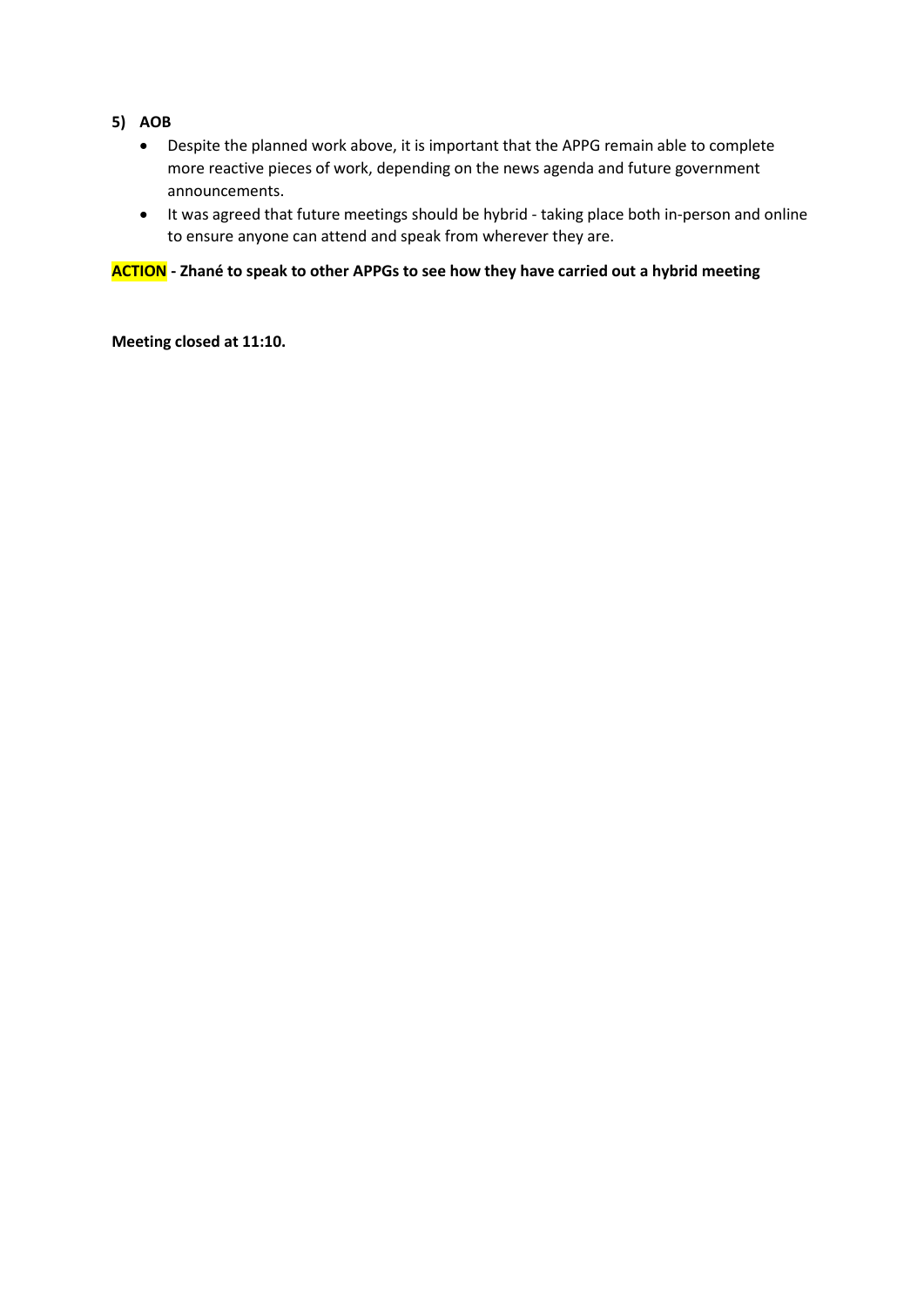## 5) AOB

- Despite the planned work above, it is important that the APPG remain able to complete more reactive pieces of work, depending on the news agenda and future government announcements.
- It was agreed that future meetings should be hybrid - taking place both in-person and online to ensure anyone can attend and speak from wherever they are.

**ACTION - Zhané to speak to other APPGs to see how they have carried out a hybrid meeting**

**Meeting closed at 11:10.**